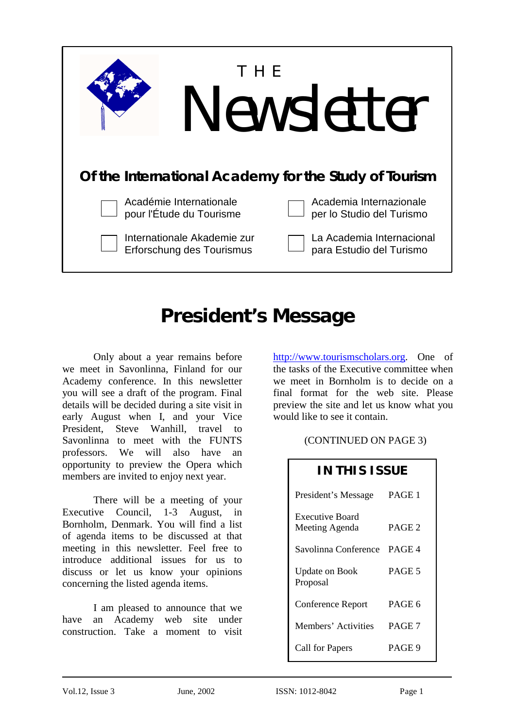# THE Newsletter

**Of the International Academy for the Study of Tourism**

Académie Internationale pour l'Étude du Tourisme

Academia Internazionale per lo Studio del Turismo

Internationale Akademie zur Erforschung des Tourismus

La Academia Internacional para Estudio del Turismo

## President's Message

Only about a year remains before we meet in Savonlinna, Finland for our Academy conference. In this newsletter you will see a draft of the program. Final details will be decided during a site visit in early August when I, and your Vice President, Steve Wanhill, travel to Savonlinna to meet with the FUNTS professors. We will also have an opportunity to preview the Opera which members are invited to enjoy next year.

There will be a meeting of your Executive Council, 1-3 August, in Bornholm, Denmark. You will find a list of agenda items to be discussed at that meeting in this newsletter. Feel free to introduce additional issues for us to discuss or let us know your opinions concerning the listed agenda items.

I am pleased to announce that we have an Academy web site under construction. Take a moment to visit http://www.tourismscholars.org. One of the tasks of the Executive committee when we meet in Bornholm is to decide on a final format for the web site. Please preview the site and let us know what you would like to see it contain.

(CONTINUED ON PAGE 3)

| IN THIS ISSUE | |
|---|---|
| President's Message | PAGE 1 |
| Executive Board Meeting Agenda | PAGE 2 |
| Savolinna Conference | PAGE 4 |
| Update on Book Proposal | PAGE 5 |
| Conference Report | PAGE 6 |
| Members' Activities | PAGE 7 |
| Call for Papers | PAGE 9 |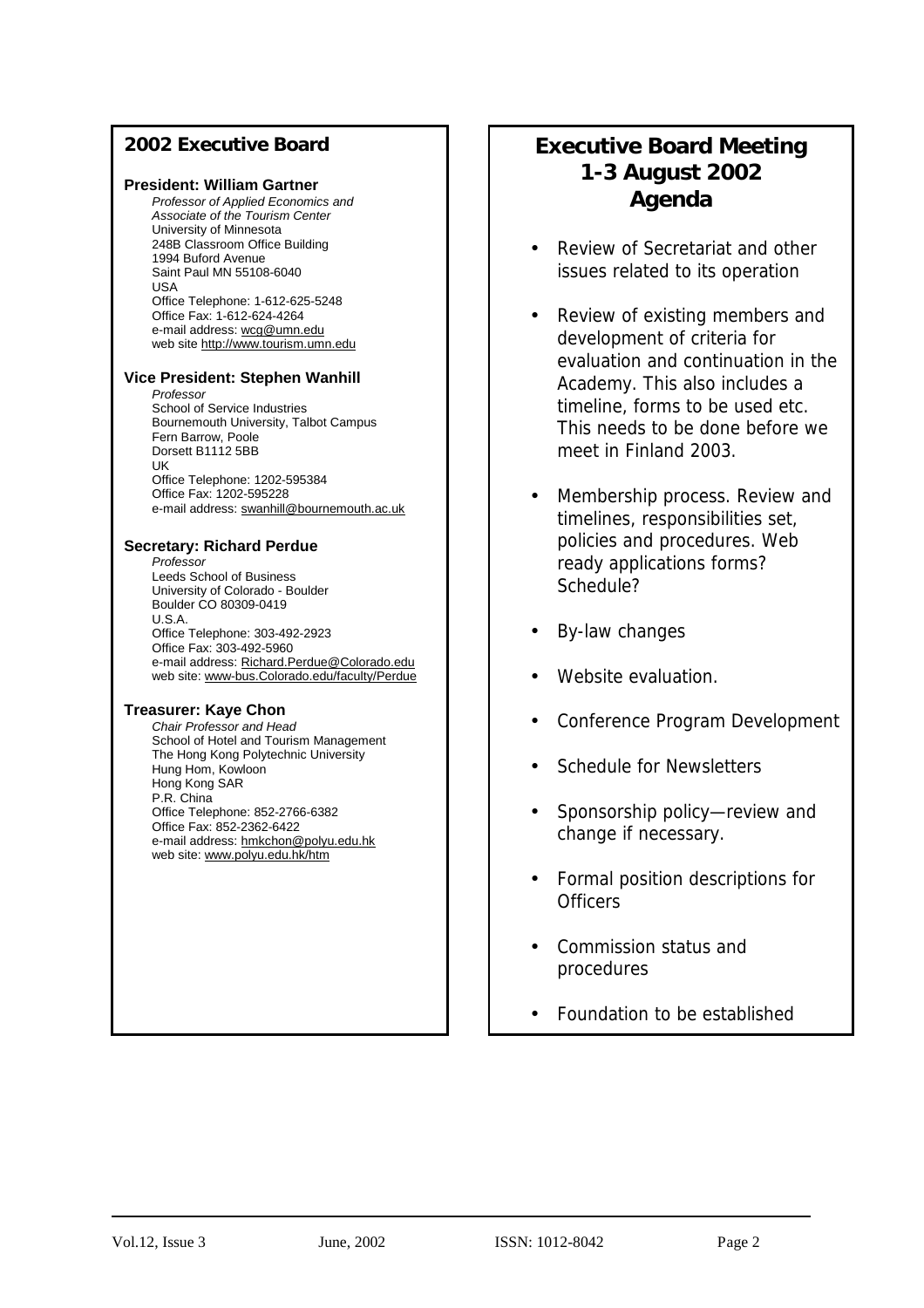## 2002 Executive Board

**President: William Gartner**
*Professor of Applied Economics and Associate of the Tourism Center*
University of Minnesota
248B Classroom Office Building
1994 Buford Avenue
Saint Paul MN 55108-6040
USA
Office Telephone: 1-612-625-5248
Office Fax: 1-612-624-4264
e-mail address: wcg@umn.edu
web site http://www.tourism.umn.edu

**Vice President: Stephen Wanhill**
*Professor*
School of Service Industries
Bournemouth University, Talbot Campus
Fern Barrow, Poole
Dorsett B1112 5BB
UK
Office Telephone: 1202-595384
Office Fax: 1202-595228
e-mail address: swanhill@bournemouth.ac.uk

**Secretary: Richard Perdue**
*Professor*
Leeds School of Business
University of Colorado - Boulder
Boulder CO 80309-0419
U.S.A.
Office Telephone: 303-492-2923
Office Fax: 303-492-5960
e-mail address: Richard.Perdue@Colorado.edu
web site: www-bus.Colorado.edu/faculty/Perdue

**Treasurer: Kaye Chon**
*Chair Professor and Head*
School of Hotel and Tourism Management
The Hong Kong Polytechnic University
Hung Hom, Kowloon
Hong Kong SAR
P.R. China
Office Telephone: 852-2766-6382
Office Fax: 852-2362-6422
e-mail address: hmkchon@polyu.edu.hk
web site: www.polyu.edu.hk/htm

## Executive Board Meeting 1-3 August 2002 Agenda

- Review of Secretariat and other issues related to its operation
- Review of existing members and development of criteria for evaluation and continuation in the Academy. This also includes a timeline, forms to be used etc. This needs to be done before we meet in Finland 2003.
- Membership process. Review and timelines, responsibilities set, policies and procedures. Web ready applications forms? Schedule?
- By-law changes
- Website evaluation.
- Conference Program Development
- Schedule for Newsletters
- Sponsorship policy—review and change if necessary.
- Formal position descriptions for Officers
- Commission status and procedures
- Foundation to be established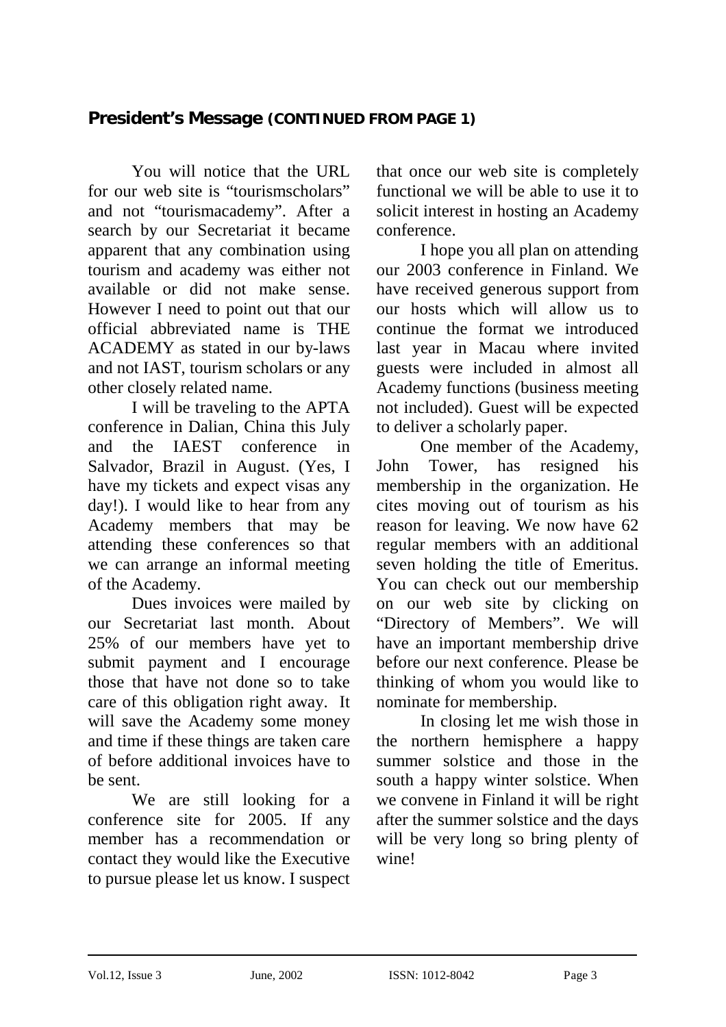## President's Message (CONTINUED FROM PAGE 1)

You will notice that the URL for our web site is "tourismscholars" and not "tourismacademy". After a search by our Secretariat it became apparent that any combination using tourism and academy was either not available or did not make sense. However I need to point out that our official abbreviated name is THE ACADEMY as stated in our by-laws and not IAST, tourism scholars or any other closely related name.

I will be traveling to the APTA conference in Dalian, China this July and the IAEST conference in Salvador, Brazil in August. (Yes, I have my tickets and expect visas any day!). I would like to hear from any Academy members that may be attending these conferences so that we can arrange an informal meeting of the Academy.

Dues invoices were mailed by our Secretariat last month. About 25% of our members have yet to submit payment and I encourage those that have not done so to take care of this obligation right away. It will save the Academy some money and time if these things are taken care of before additional invoices have to be sent.

We are still looking for a conference site for 2005. If any member has a recommendation or contact they would like the Executive to pursue please let us know. I suspect that once our web site is completely functional we will be able to use it to solicit interest in hosting an Academy conference.

I hope you all plan on attending our 2003 conference in Finland. We have received generous support from our hosts which will allow us to continue the format we introduced last year in Macau where invited guests were included in almost all Academy functions (business meeting not included). Guest will be expected to deliver a scholarly paper.

One member of the Academy, John Tower, has resigned his membership in the organization. He cites moving out of tourism as his reason for leaving. We now have 62 regular members with an additional seven holding the title of Emeritus. You can check out our membership on our web site by clicking on "Directory of Members". We will have an important membership drive before our next conference. Please be thinking of whom you would like to nominate for membership.

In closing let me wish those in the northern hemisphere a happy summer solstice and those in the south a happy winter solstice. When we convene in Finland it will be right after the summer solstice and the days will be very long so bring plenty of wine!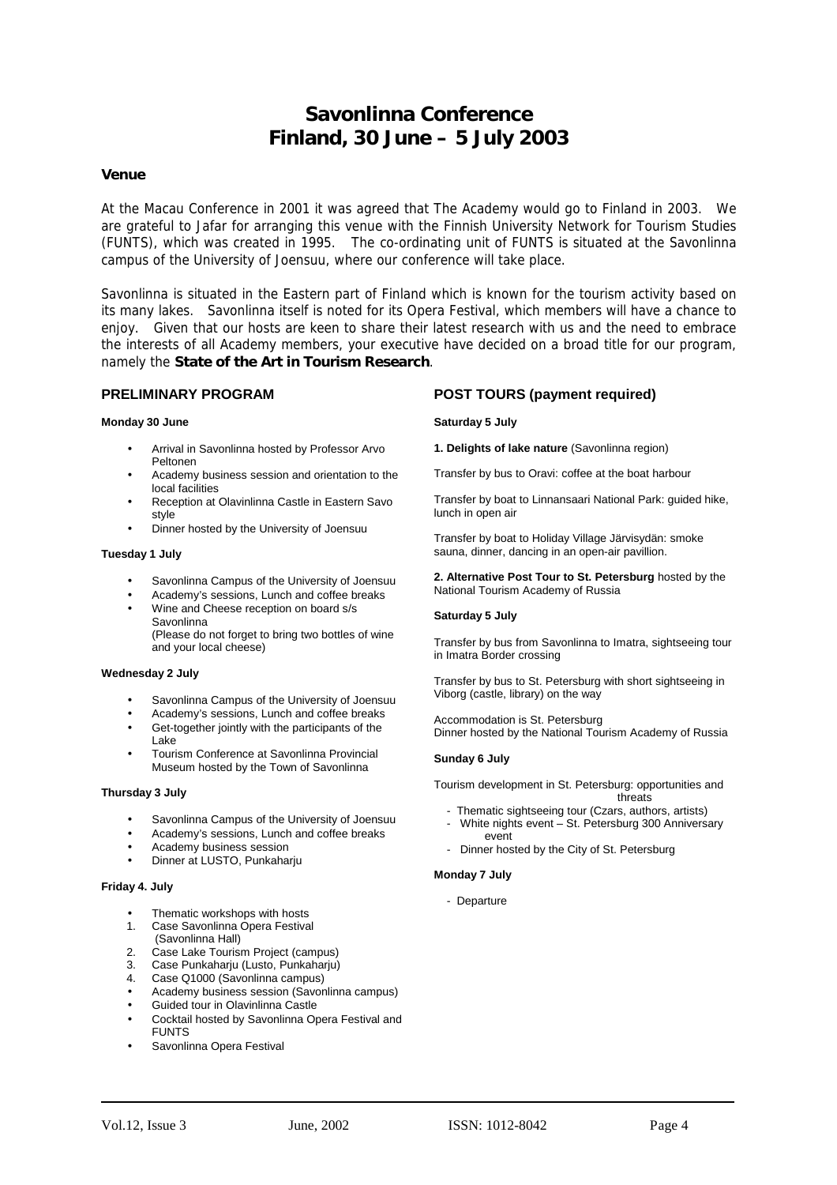# Savonlinna Conference
# Finland, 30 June – 5 July 2003

### Venue

At the Macau Conference in 2001 it was agreed that The Academy would go to Finland in 2003. We are grateful to Jafar for arranging this venue with the Finnish University Network for Tourism Studies (FUNTS), which was created in 1995. The co-ordinating unit of FUNTS is situated at the Savonlinna campus of the University of Joensuu, where our conference will take place.

Savonlinna is situated in the Eastern part of Finland which is known for the tourism activity based on its many lakes. Savonlinna itself is noted for its Opera Festival, which members will have a chance to enjoy. Given that our hosts are keen to share their latest research with us and the need to embrace the interests of all Academy members, your executive have decided on a broad title for our program, namely the **State of the Art in Tourism Research**.

### PRELIMINARY PROGRAM

**Monday 30 June**

- Arrival in Savonlinna hosted by Professor Arvo Peltonen
- Academy business session and orientation to the local facilities
- Reception at Olavinlinna Castle in Eastern Savo style
- Dinner hosted by the University of Joensuu

**Tuesday 1 July**

- Savonlinna Campus of the University of Joensuu
- Academy's sessions, Lunch and coffee breaks
- Wine and Cheese reception on board s/s Savonlinna
  (Please do not forget to bring two bottles of wine and your local cheese)

**Wednesday 2 July**

- Savonlinna Campus of the University of Joensuu
- Academy's sessions, Lunch and coffee breaks
- Get-together jointly with the participants of the Lake
- Tourism Conference at Savonlinna Provincial Museum hosted by the Town of Savonlinna

**Thursday 3 July**

- Savonlinna Campus of the University of Joensuu
- Academy's sessions, Lunch and coffee breaks
- Academy business session
- Dinner at LUSTO, Punkaharju

**Friday 4. July**

- Thematic workshops with hosts
  1. Case Savonlinna Opera Festival (Savonlinna Hall)
  2. Case Lake Tourism Project (campus)
  3. Case Punkaharju (Lusto, Punkaharju)
  4. Case Q1000 (Savonlinna campus)
- Academy business session (Savonlinna campus)
- Guided tour in Olavinlinna Castle
- Cocktail hosted by Savonlinna Opera Festival and FUNTS
- Savonlinna Opera Festival

### POST TOURS (payment required)

**Saturday 5 July**

**1. Delights of lake nature** (Savonlinna region)

Transfer by bus to Oravi: coffee at the boat harbour

Transfer by boat to Linnansaari National Park: guided hike, lunch in open air

Transfer by boat to Holiday Village Järvisydän: smoke sauna, dinner, dancing in an open-air pavillion.

**2. Alternative Post Tour to St. Petersburg** hosted by the National Tourism Academy of Russia

**Saturday 5 July**

Transfer by bus from Savonlinna to Imatra, sightseeing tour in Imatra Border crossing

Transfer by bus to St. Petersburg with short sightseeing in Viborg (castle, library) on the way

Accommodation is St. Petersburg
Dinner hosted by the National Tourism Academy of Russia

**Sunday 6 July**

Tourism development in St. Petersburg: opportunities and threats

- Thematic sightseeing tour (Czars, authors, artists)
- White nights event – St. Petersburg 300 Anniversary event
- Dinner hosted by the City of St. Petersburg

**Monday 7 July**

- Departure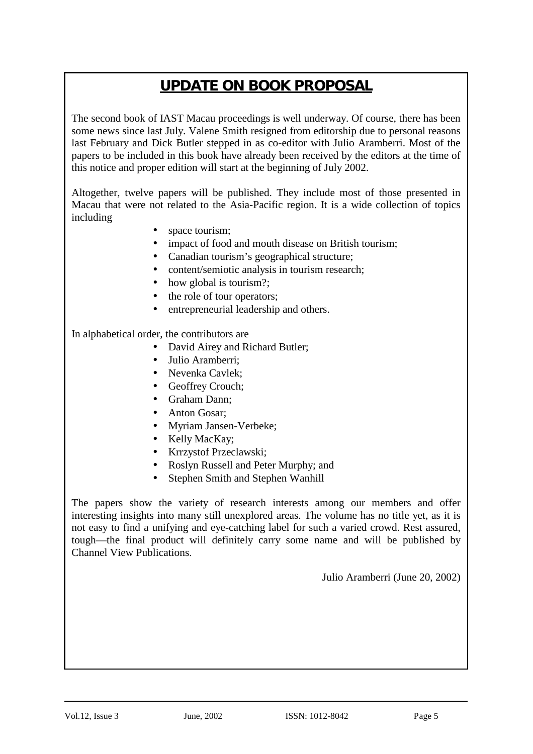# UPDATE ON BOOK PROPOSAL

The second book of IAST Macau proceedings is well underway. Of course, there has been some news since last July. Valene Smith resigned from editorship due to personal reasons last February and Dick Butler stepped in as co-editor with Julio Aramberri. Most of the papers to be included in this book have already been received by the editors at the time of this notice and proper edition will start at the beginning of July 2002.

Altogether, twelve papers will be published. They include most of those presented in Macau that were not related to the Asia-Pacific region. It is a wide collection of topics including

- space tourism;
- impact of food and mouth disease on British tourism;
- Canadian tourism's geographical structure;
- content/semiotic analysis in tourism research;
- how global is tourism?;
- the role of tour operators;
- entrepreneurial leadership and others.

In alphabetical order, the contributors are

- David Airey and Richard Butler;
- Julio Aramberri;
- Nevenka Cavlek;
- Geoffrey Crouch;
- Graham Dann;
- Anton Gosar;
- Myriam Jansen-Verbeke;
- Kelly MacKay;
- Krrzystof Przeclawski;
- Roslyn Russell and Peter Murphy; and
- Stephen Smith and Stephen Wanhill

The papers show the variety of research interests among our members and offer interesting insights into many still unexplored areas. The volume has no title yet, as it is not easy to find a unifying and eye-catching label for such a varied crowd. Rest assured, tough—the final product will definitely carry some name and will be published by Channel View Publications.

Julio Aramberri (June 20, 2002)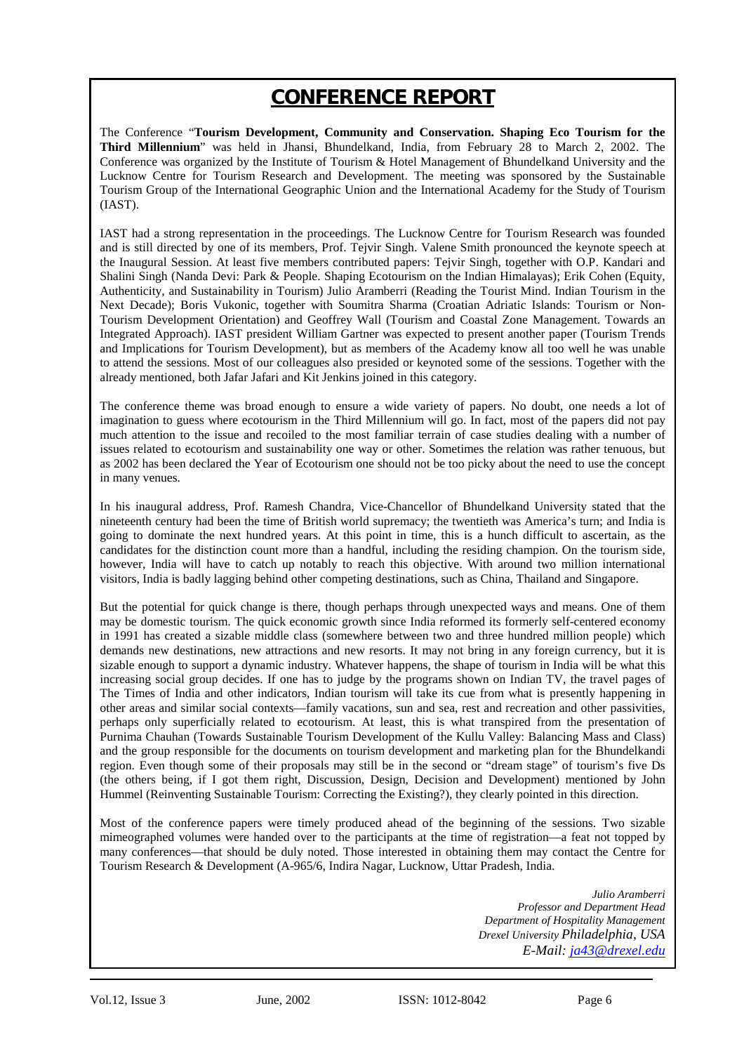# CONFERENCE REPORT

The Conference "**Tourism Development, Community and Conservation. Shaping Eco Tourism for the Third Millennium**" was held in Jhansi, Bhundelkand, India, from February 28 to March 2, 2002. The Conference was organized by the Institute of Tourism & Hotel Management of Bhundelkand University and the Lucknow Centre for Tourism Research and Development. The meeting was sponsored by the Sustainable Tourism Group of the International Geographic Union and the International Academy for the Study of Tourism (IAST).

IAST had a strong representation in the proceedings. The Lucknow Centre for Tourism Research was founded and is still directed by one of its members, Prof. Tejvir Singh. Valene Smith pronounced the keynote speech at the Inaugural Session. At least five members contributed papers: Tejvir Singh, together with O.P. Kandari and Shalini Singh (Nanda Devi: Park & People. Shaping Ecotourism on the Indian Himalayas); Erik Cohen (Equity, Authenticity, and Sustainability in Tourism) Julio Aramberri (Reading the Tourist Mind. Indian Tourism in the Next Decade); Boris Vukonic, together with Soumitra Sharma (Croatian Adriatic Islands: Tourism or Non-Tourism Development Orientation) and Geoffrey Wall (Tourism and Coastal Zone Management. Towards an Integrated Approach). IAST president William Gartner was expected to present another paper (Tourism Trends and Implications for Tourism Development), but as members of the Academy know all too well he was unable to attend the sessions. Most of our colleagues also presided or keynoted some of the sessions. Together with the already mentioned, both Jafar Jafari and Kit Jenkins joined in this category.

The conference theme was broad enough to ensure a wide variety of papers. No doubt, one needs a lot of imagination to guess where ecotourism in the Third Millennium will go. In fact, most of the papers did not pay much attention to the issue and recoiled to the most familiar terrain of case studies dealing with a number of issues related to ecotourism and sustainability one way or other. Sometimes the relation was rather tenuous, but as 2002 has been declared the Year of Ecotourism one should not be too picky about the need to use the concept in many venues.

In his inaugural address, Prof. Ramesh Chandra, Vice-Chancellor of Bhundelkand University stated that the nineteenth century had been the time of British world supremacy; the twentieth was America's turn; and India is going to dominate the next hundred years. At this point in time, this is a hunch difficult to ascertain, as the candidates for the distinction count more than a handful, including the residing champion. On the tourism side, however, India will have to catch up notably to reach this objective. With around two million international visitors, India is badly lagging behind other competing destinations, such as China, Thailand and Singapore.

But the potential for quick change is there, though perhaps through unexpected ways and means. One of them may be domestic tourism. The quick economic growth since India reformed its formerly self-centered economy in 1991 has created a sizable middle class (somewhere between two and three hundred million people) which demands new destinations, new attractions and new resorts. It may not bring in any foreign currency, but it is sizable enough to support a dynamic industry. Whatever happens, the shape of tourism in India will be what this increasing social group decides. If one has to judge by the programs shown on Indian TV, the travel pages of The Times of India and other indicators, Indian tourism will take its cue from what is presently happening in other areas and similar social contexts—family vacations, sun and sea, rest and recreation and other passivities, perhaps only superficially related to ecotourism. At least, this is what transpired from the presentation of Purnima Chauhan (Towards Sustainable Tourism Development of the Kullu Valley: Balancing Mass and Class) and the group responsible for the documents on tourism development and marketing plan for the Bhundelkandi region. Even though some of their proposals may still be in the second or "dream stage" of tourism's five Ds (the others being, if I got them right, Discussion, Design, Decision and Development) mentioned by John Hummel (Reinventing Sustainable Tourism: Correcting the Existing?), they clearly pointed in this direction.

Most of the conference papers were timely produced ahead of the beginning of the sessions. Two sizable mimeographed volumes were handed over to the participants at the time of registration—a feat not topped by many conferences—that should be duly noted. Those interested in obtaining them may contact the Centre for Tourism Research & Development (A-965/6, Indira Nagar, Lucknow, Uttar Pradesh, India.

*Julio Aramberri*
*Professor and Department Head*
*Department of Hospitality Management*
*Drexel University Philadelphia, USA*
*E-Mail: ja43@drexel.edu*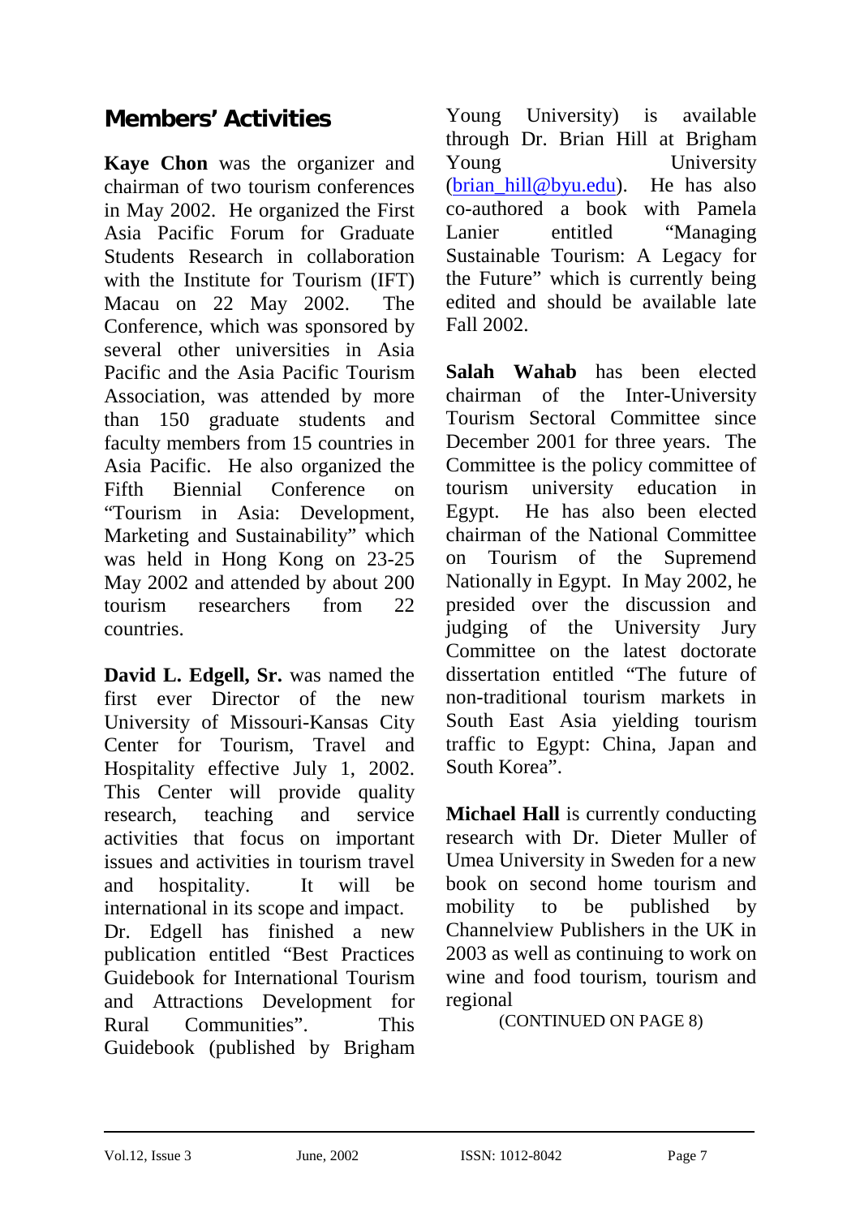## Members' Activities

**Kaye Chon** was the organizer and chairman of two tourism conferences in May 2002. He organized the First Asia Pacific Forum for Graduate Students Research in collaboration with the Institute for Tourism (IFT) Macau on 22 May 2002. The Conference, which was sponsored by several other universities in Asia Pacific and the Asia Pacific Tourism Association, was attended by more than 150 graduate students and faculty members from 15 countries in Asia Pacific. He also organized the Fifth Biennial Conference on "Tourism in Asia: Development, Marketing and Sustainability" which was held in Hong Kong on 23-25 May 2002 and attended by about 200 tourism researchers from 22 countries.

**David L. Edgell, Sr.** was named the first ever Director of the new University of Missouri-Kansas City Center for Tourism, Travel and Hospitality effective July 1, 2002. This Center will provide quality research, teaching and service activities that focus on important issues and activities in tourism travel and hospitality. It will be international in its scope and impact.
Dr. Edgell has finished a new publication entitled "Best Practices Guidebook for International Tourism and Attractions Development for Rural Communities". This Guidebook (published by Brigham Young University) is available through Dr. Brian Hill at Brigham Young University (brian_hill@byu.edu). He has also co-authored a book with Pamela Lanier entitled "Managing Sustainable Tourism: A Legacy for the Future" which is currently being edited and should be available late Fall 2002.

**Salah Wahab** has been elected chairman of the Inter-University Tourism Sectoral Committee since December 2001 for three years. The Committee is the policy committee of tourism university education in Egypt. He has also been elected chairman of the National Committee on Tourism of the Supremend Nationally in Egypt. In May 2002, he presided over the discussion and judging of the University Jury Committee on the latest doctorate dissertation entitled "The future of non-traditional tourism markets in South East Asia yielding tourism traffic to Egypt: China, Japan and South Korea".

**Michael Hall** is currently conducting research with Dr. Dieter Muller of Umea University in Sweden for a new book on second home tourism and mobility to be published by Channelview Publishers in the UK in 2003 as well as continuing to work on wine and food tourism, tourism and regional

(CONTINUED ON PAGE 8)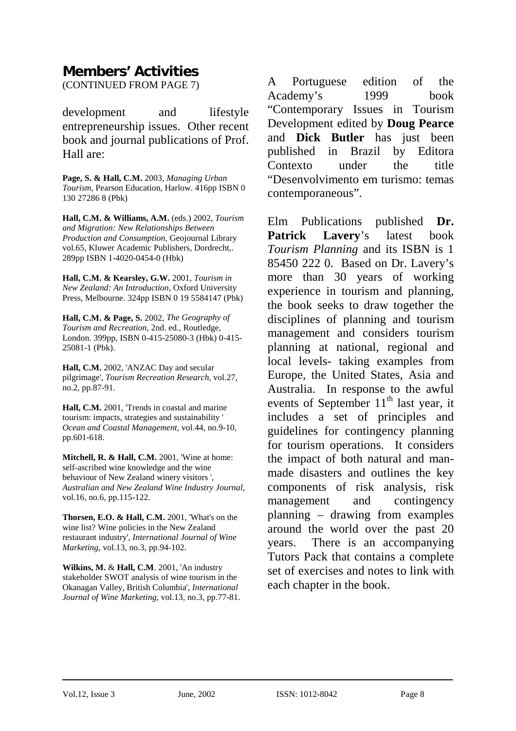## Members' Activities

(CONTINUED FROM PAGE 7)

development and lifestyle entrepreneurship issues. Other recent book and journal publications of Prof. Hall are:

**Page, S. & Hall, C.M.** 2003, *Managing Urban Tourism*, Pearson Education, Harlow. 416pp ISBN 0 130 27286 8 (Pbk)

**Hall, C.M. & Williams, A.M.** (eds.) 2002, *Tourism and Migration: New Relationships Between Production and Consumption*, Geojournal Library vol.65, Kluwer Academic Publishers, Dordrecht,. 289pp ISBN 1-4020-0454-0 (Hbk)

**Hall, C.M. & Kearsley, G.W.** 2001, *Tourism in New Zealand: An Introduction*, Oxford University Press, Melbourne. 324pp ISBN 0 19 5584147 (Pbk)

**Hall, C.M. & Page, S.** 2002, *The Geography of Tourism and Recreation*, 2nd. ed., Routledge, London. 399pp, ISBN 0-415-25080-3 (Hbk) 0-415-25081-1 (Pbk).

**Hall, C.M.** 2002, 'ANZAC Day and secular pilgrimage', *Tourism Recreation Research*, vol.27, no.2, pp.87-91.

**Hall, C.M.** 2001, 'Trends in coastal and marine tourism: impacts, strategies and sustainability ' *Ocean and Coastal Management*, vol.44, no.9-10, pp.601-618.

**Mitchell, R. & Hall, C.M.** 2001, 'Wine at home: self-ascribed wine knowledge and the wine behaviour of New Zealand winery visitors ', *Australian and New Zealand Wine Industry Journal*, vol.16, no.6, pp.115-122.

**Thorsen, E.O. & Hall, C.M.** 2001, 'What's on the wine list? Wine policies in the New Zealand restaurant industry', *International Journal of Wine Marketing*, vol.13, no.3, pp.94-102.

**Wilkins, M.** & **Hall, C.M**. 2001, 'An industry stakeholder SWOT analysis of wine tourism in the Okanagan Valley, British Columbia', *International Journal of Wine Marketing*, vol.13, no.3, pp.77-81.

A Portuguese edition of the Academy's 1999 book "Contemporary Issues in Tourism Development edited by **Doug Pearce** and **Dick Butler** has just been published in Brazil by Editora Contexto under the title "Desenvolvimento em turismo: temas contemporaneous".

Elm Publications published **Dr. Patrick Lavery**'s latest book *Tourism Planning* and its ISBN is 1 85450 222 0. Based on Dr. Lavery's more than 30 years of working experience in tourism and planning, the book seeks to draw together the disciplines of planning and tourism management and considers tourism planning at national, regional and local levels- taking examples from Europe, the United States, Asia and Australia. In response to the awful events of September 11th last year, it includes a set of principles and guidelines for contingency planning for tourism operations. It considers the impact of both natural and man-made disasters and outlines the key components of risk analysis, risk management and contingency planning – drawing from examples around the world over the past 20 years. There is an accompanying Tutors Pack that contains a complete set of exercises and notes to link with each chapter in the book.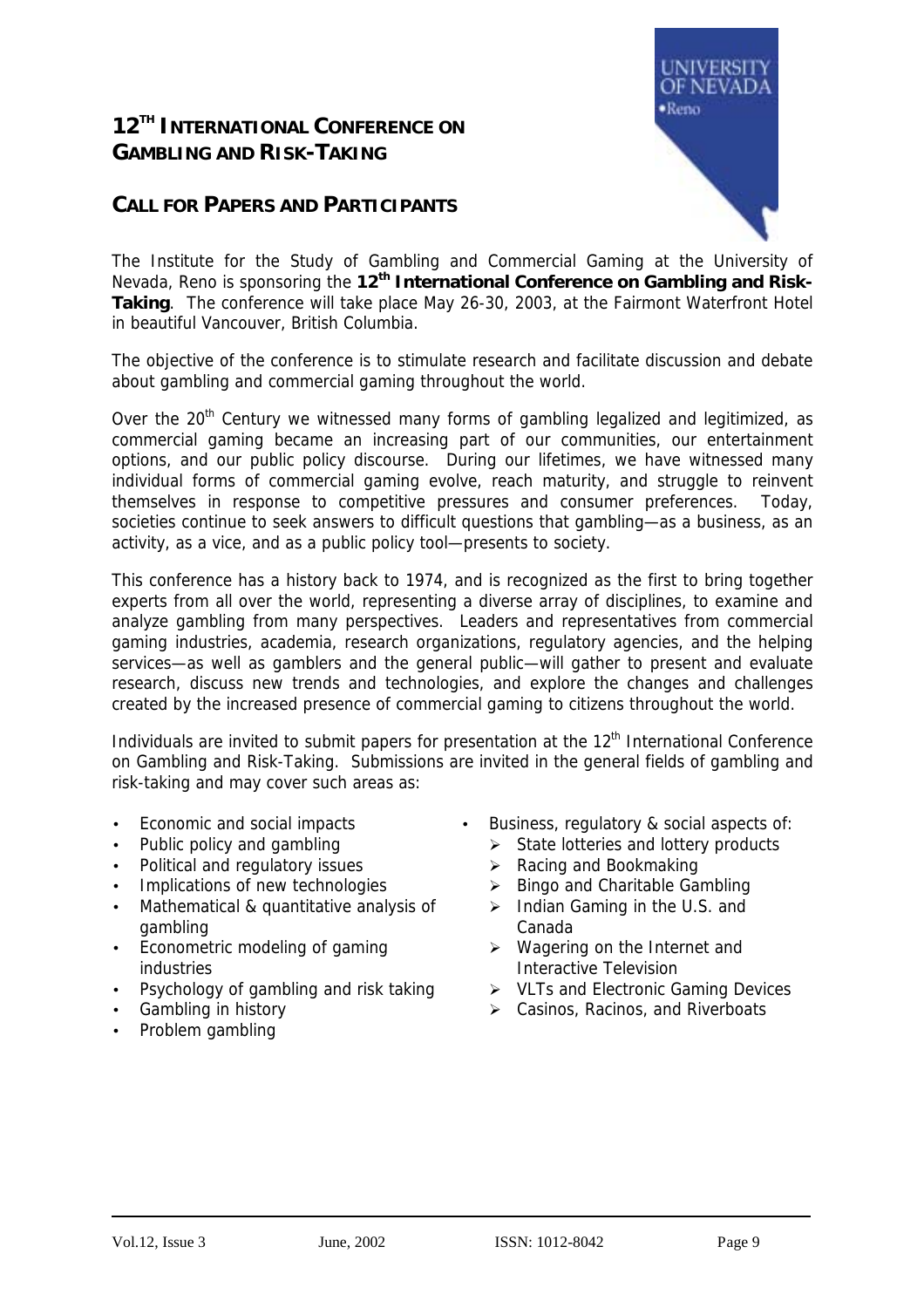# 12TH INTERNATIONAL CONFERENCE ON GAMBLING AND RISK-TAKING

## CALL FOR PAPERS AND PARTICIPANTS

The Institute for the Study of Gambling and Commercial Gaming at the University of Nevada, Reno is sponsoring the **12th International Conference on Gambling and Risk-Taking**. The conference will take place May 26-30, 2003, at the Fairmont Waterfront Hotel in beautiful Vancouver, British Columbia.

The objective of the conference is to stimulate research and facilitate discussion and debate about gambling and commercial gaming throughout the world.

Over the 20th Century we witnessed many forms of gambling legalized and legitimized, as commercial gaming became an increasing part of our communities, our entertainment options, and our public policy discourse. During our lifetimes, we have witnessed many individual forms of commercial gaming evolve, reach maturity, and struggle to reinvent themselves in response to competitive pressures and consumer preferences. Today, societies continue to seek answers to difficult questions that gambling—as a business, as an activity, as a vice, and as a public policy tool—presents to society.

This conference has a history back to 1974, and is recognized as the first to bring together experts from all over the world, representing a diverse array of disciplines, to examine and analyze gambling from many perspectives. Leaders and representatives from commercial gaming industries, academia, research organizations, regulatory agencies, and the helping services—as well as gamblers and the general public—will gather to present and evaluate research, discuss new trends and technologies, and explore the changes and challenges created by the increased presence of commercial gaming to citizens throughout the world.

Individuals are invited to submit papers for presentation at the 12th International Conference on Gambling and Risk-Taking. Submissions are invited in the general fields of gambling and risk-taking and may cover such areas as:

- Economic and social impacts
- Public policy and gambling
- Political and regulatory issues
- Implications of new technologies
- Mathematical & quantitative analysis of gambling
- Econometric modeling of gaming industries
- Psychology of gambling and risk taking
- Gambling in history
- Problem gambling
- Business, regulatory & social aspects of:
  - State lotteries and lottery products
  - Racing and Bookmaking
  - Bingo and Charitable Gambling
  - Indian Gaming in the U.S. and Canada
  - Wagering on the Internet and Interactive Television
  - VLTs and Electronic Gaming Devices
  - Casinos, Racinos, and Riverboats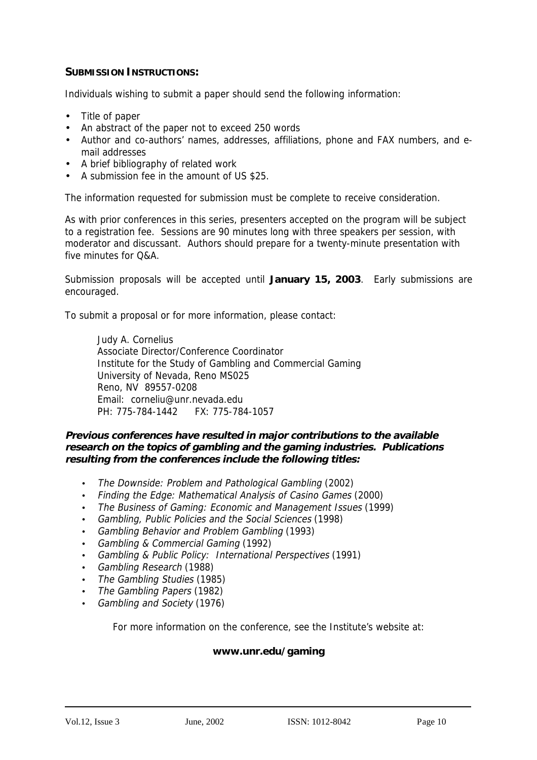## SUBMISSION INSTRUCTIONS:

Individuals wishing to submit a paper should send the following information:

- Title of paper
- An abstract of the paper not to exceed 250 words
- Author and co-authors' names, addresses, affiliations, phone and FAX numbers, and e-mail addresses
- A brief bibliography of related work
- A submission fee in the amount of US $25.

The information requested for submission must be complete to receive consideration.

As with prior conferences in this series, presenters accepted on the program will be subject to a registration fee. Sessions are 90 minutes long with three speakers per session, with moderator and discussant. Authors should prepare for a twenty-minute presentation with five minutes for Q&A.

Submission proposals will be accepted until **January 15, 2003**. Early submissions are encouraged.

To submit a proposal or for more information, please contact:

> Judy A. Cornelius
> Associate Director/Conference Coordinator
> Institute for the Study of Gambling and Commercial Gaming
> University of Nevada, Reno MS025
> Reno, NV 89557-0208
> Email: corneliu@unr.nevada.edu
> PH: 775-784-1442 FX: 775-784-1057

***Previous conferences have resulted in major contributions to the available research on the topics of gambling and the gaming industries. Publications resulting from the conferences include the following titles:***

- *The Downside: Problem and Pathological Gambling* (2002)
- *Finding the Edge: Mathematical Analysis of Casino Games* (2000)
- *The Business of Gaming: Economic and Management Issues* (1999)
- *Gambling, Public Policies and the Social Sciences* (1998)
- *Gambling Behavior and Problem Gambling* (1993)
- *Gambling & Commercial Gaming* (1992)
- *Gambling & Public Policy: International Perspectives* (1991)
- *Gambling Research* (1988)
- *The Gambling Studies* (1985)
- *The Gambling Papers* (1982)
- *Gambling and Society* (1976)

For more information on the conference, see the Institute's website at:

**www.unr.edu/gaming**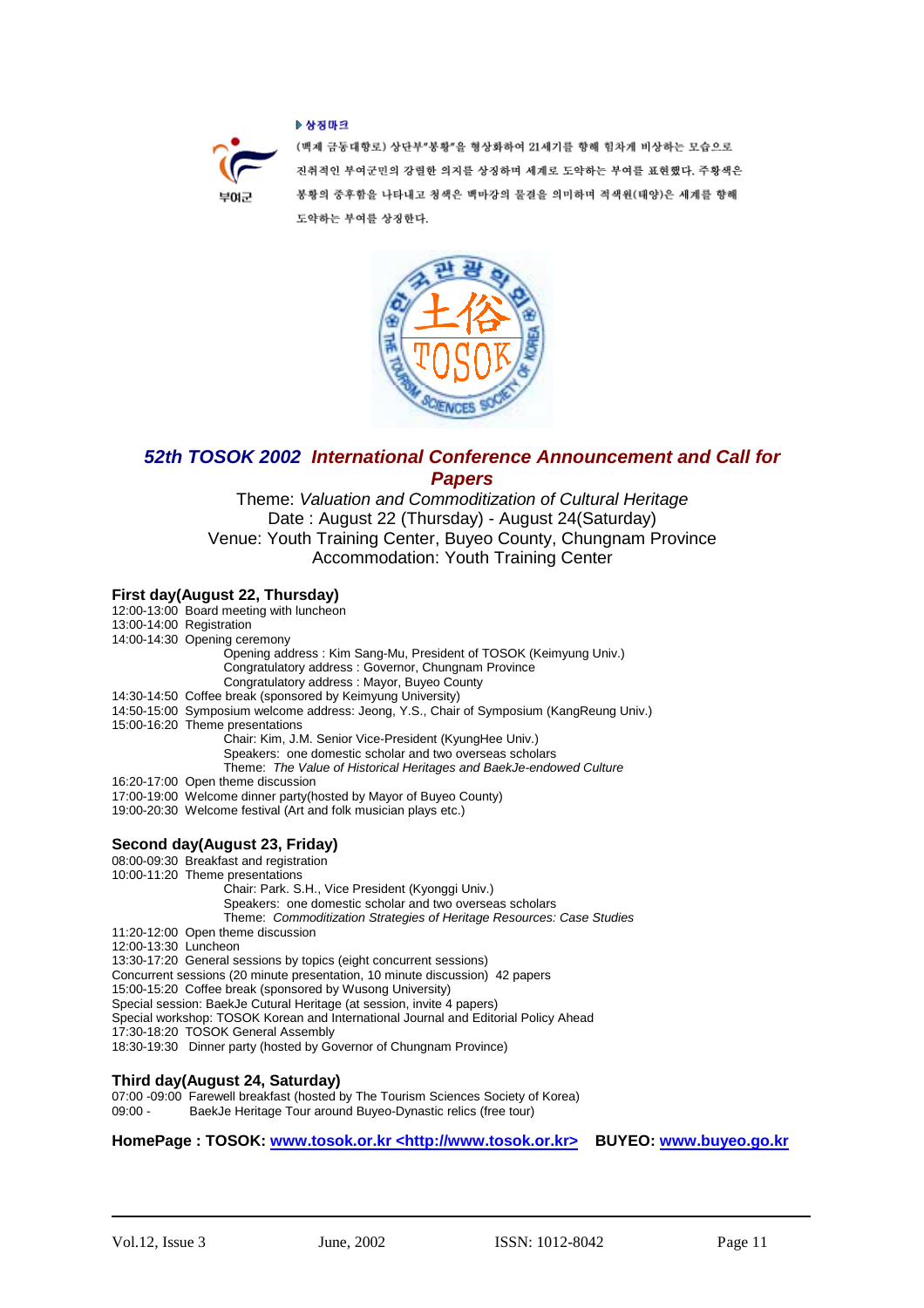▶ 상징마크

부여군

(백제 금동대향로) 상단부"봉황"을 형상화하여 21세기를 향해 힘차게 비상하는 모습으로 진취적인 부여군민의 강렬한 의지를 상징하며 세계로 도약하는 부여를 표현했다. 주황색은 봉황의 중후함을 나타내고 청색은 백마강의 물결을 의미하며 적색원(태양)은 세계를 향해 도약하는 부여를 상징한다.

## *52th TOSOK 2002 International Conference Announcement and Call for Papers*

Theme: *Valuation and Commoditization of Cultural Heritage*
Date : August 22 (Thursday) - August 24(Saturday)
Venue: Youth Training Center, Buyeo County, Chungnam Province
Accommodation: Youth Training Center

### First day(August 22, Thursday)

12:00-13:00 Board meeting with luncheon
13:00-14:00 Registration
14:00-14:30 Opening ceremony
Opening address : Kim Sang-Mu, President of TOSOK (Keimyung Univ.)
Congratulatory address : Governor, Chungnam Province
Congratulatory address : Mayor, Buyeo County
14:30-14:50 Coffee break (sponsored by Keimyung University)
14:50-15:00 Symposium welcome address: Jeong, Y.S., Chair of Symposium (KangReung Univ.)
15:00-16:20 Theme presentations
Chair: Kim, J.M. Senior Vice-President (KyungHee Univ.)
Speakers: one domestic scholar and two overseas scholars
Theme: *The Value of Historical Heritages and BaekJe-endowed Culture*
16:20-17:00 Open theme discussion
17:00-19:00 Welcome dinner party(hosted by Mayor of Buyeo County)
19:00-20:30 Welcome festival (Art and folk musician plays etc.)

### Second day(August 23, Friday)

08:00-09:30 Breakfast and registration
10:00-11:20 Theme presentations
Chair: Park. S.H., Vice President (Kyonggi Univ.)
Speakers: one domestic scholar and two overseas scholars
Theme: *Commoditization Strategies of Heritage Resources: Case Studies*
11:20-12:00 Open theme discussion
12:00-13:30 Luncheon
13:30-17:20 General sessions by topics (eight concurrent sessions)
Concurrent sessions (20 minute presentation, 10 minute discussion) 42 papers
15:00-15:20 Coffee break (sponsored by Wusong University)
Special session: BaekJe Cutural Heritage (at session, invite 4 papers)
Special workshop: TOSOK Korean and International Journal and Editorial Policy Ahead
17:30-18:20 TOSOK General Assembly
18:30-19:30 Dinner party (hosted by Governor of Chungnam Province)

### Third day(August 24, Saturday)

07:00 -09:00 Farewell breakfast (hosted by The Tourism Sciences Society of Korea)
09:00 - BaekJe Heritage Tour around Buyeo-Dynastic relics (free tour)

**HomePage : TOSOK: www.tosok.or.kr <http://www.tosok.or.kr> BUYEO: www.buyeo.go.kr**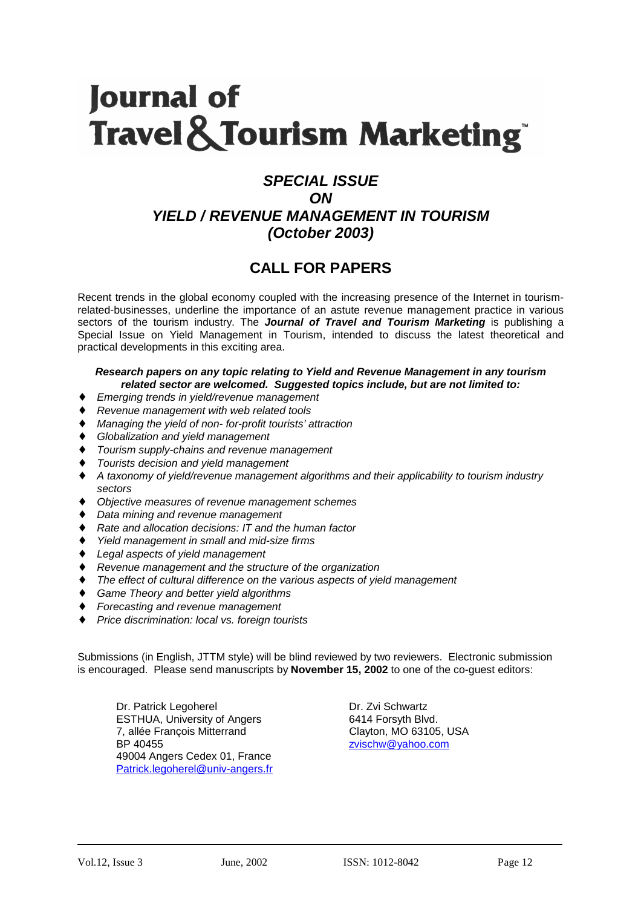# Journal of Travel & Tourism Marketing™

## *SPECIAL ISSUE ON YIELD / REVENUE MANAGEMENT IN TOURISM (October 2003)*

## CALL FOR PAPERS

Recent trends in the global economy coupled with the increasing presence of the Internet in tourism-related-businesses, underline the importance of an astute revenue management practice in various sectors of the tourism industry. The ***Journal of Travel and Tourism Marketing*** is publishing a Special Issue on Yield Management in Tourism, intended to discuss the latest theoretical and practical developments in this exciting area.

***Research papers on any topic relating to Yield and Revenue Management in any tourism related sector are welcomed. Suggested topics include, but are not limited to:***

- *Emerging trends in yield/revenue management*
- *Revenue management with web related tools*
- *Managing the yield of non- for-profit tourists' attraction*
- *Globalization and yield management*
- *Tourism supply-chains and revenue management*
- *Tourists decision and yield management*
- *A taxonomy of yield/revenue management algorithms and their applicability to tourism industry sectors*
- *Objective measures of revenue management schemes*
- *Data mining and revenue management*
- *Rate and allocation decisions: IT and the human factor*
- *Yield management in small and mid-size firms*
- *Legal aspects of yield management*
- *Revenue management and the structure of the organization*
- *The effect of cultural difference on the various aspects of yield management*
- *Game Theory and better yield algorithms*
- *Forecasting and revenue management*
- *Price discrimination: local vs. foreign tourists*

Submissions (in English, JTTM style) will be blind reviewed by two reviewers. Electronic submission is encouraged. Please send manuscripts by **November 15, 2002** to one of the co-guest editors:

Dr. Patrick Legoherel
ESTHUA, University of Angers
7, allée François Mitterrand
BP 40455
49004 Angers Cedex 01, France
Patrick.legoherel@univ-angers.fr

Dr. Zvi Schwartz
6414 Forsyth Blvd.
Clayton, MO 63105, USA
zvischw@yahoo.com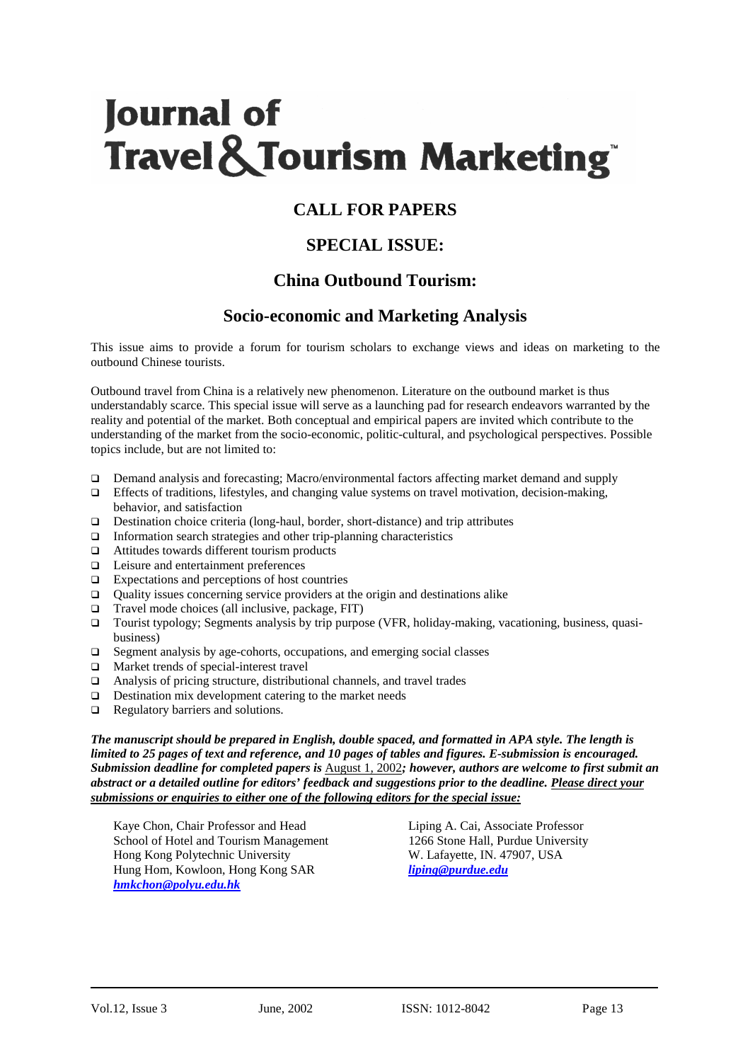# Journal of Travel & Tourism Marketing™

## CALL FOR PAPERS

## SPECIAL ISSUE:

## China Outbound Tourism:

## Socio-economic and Marketing Analysis

This issue aims to provide a forum for tourism scholars to exchange views and ideas on marketing to the outbound Chinese tourists.

Outbound travel from China is a relatively new phenomenon. Literature on the outbound market is thus understandably scarce. This special issue will serve as a launching pad for research endeavors warranted by the reality and potential of the market. Both conceptual and empirical papers are invited which contribute to the understanding of the market from the socio-economic, politic-cultural, and psychological perspectives. Possible topics include, but are not limited to:

- Demand analysis and forecasting; Macro/environmental factors affecting market demand and supply
- Effects of traditions, lifestyles, and changing value systems on travel motivation, decision-making, behavior, and satisfaction
- Destination choice criteria (long-haul, border, short-distance) and trip attributes
- Information search strategies and other trip-planning characteristics
- Attitudes towards different tourism products
- Leisure and entertainment preferences
- Expectations and perceptions of host countries
- Quality issues concerning service providers at the origin and destinations alike
- Travel mode choices (all inclusive, package, FIT)
- Tourist typology; Segments analysis by trip purpose (VFR, holiday-making, vacationing, business, quasi-business)
- Segment analysis by age-cohorts, occupations, and emerging social classes
- Market trends of special-interest travel
- Analysis of pricing structure, distributional channels, and travel trades
- Destination mix development catering to the market needs
- Regulatory barriers and solutions.

***The manuscript should be prepared in English, double spaced, and formatted in APA style. The length is limited to 25 pages of text and reference, and 10 pages of tables and figures. E-submission is encouraged. Submission deadline for completed papers is*** August 1, 2002***; however, authors are welcome to first submit an abstract or a detailed outline for editors' feedback and suggestions prior to the deadline. Please direct your submissions or enquiries to either one of the following editors for the special issue:***

Kaye Chon, Chair Professor and Head
School of Hotel and Tourism Management
Hong Kong Polytechnic University
Hung Hom, Kowloon, Hong Kong SAR
***hmkchon@polyu.edu.hk***

Liping A. Cai, Associate Professor
1266 Stone Hall, Purdue University
W. Lafayette, IN. 47907, USA
***liping@purdue.edu***